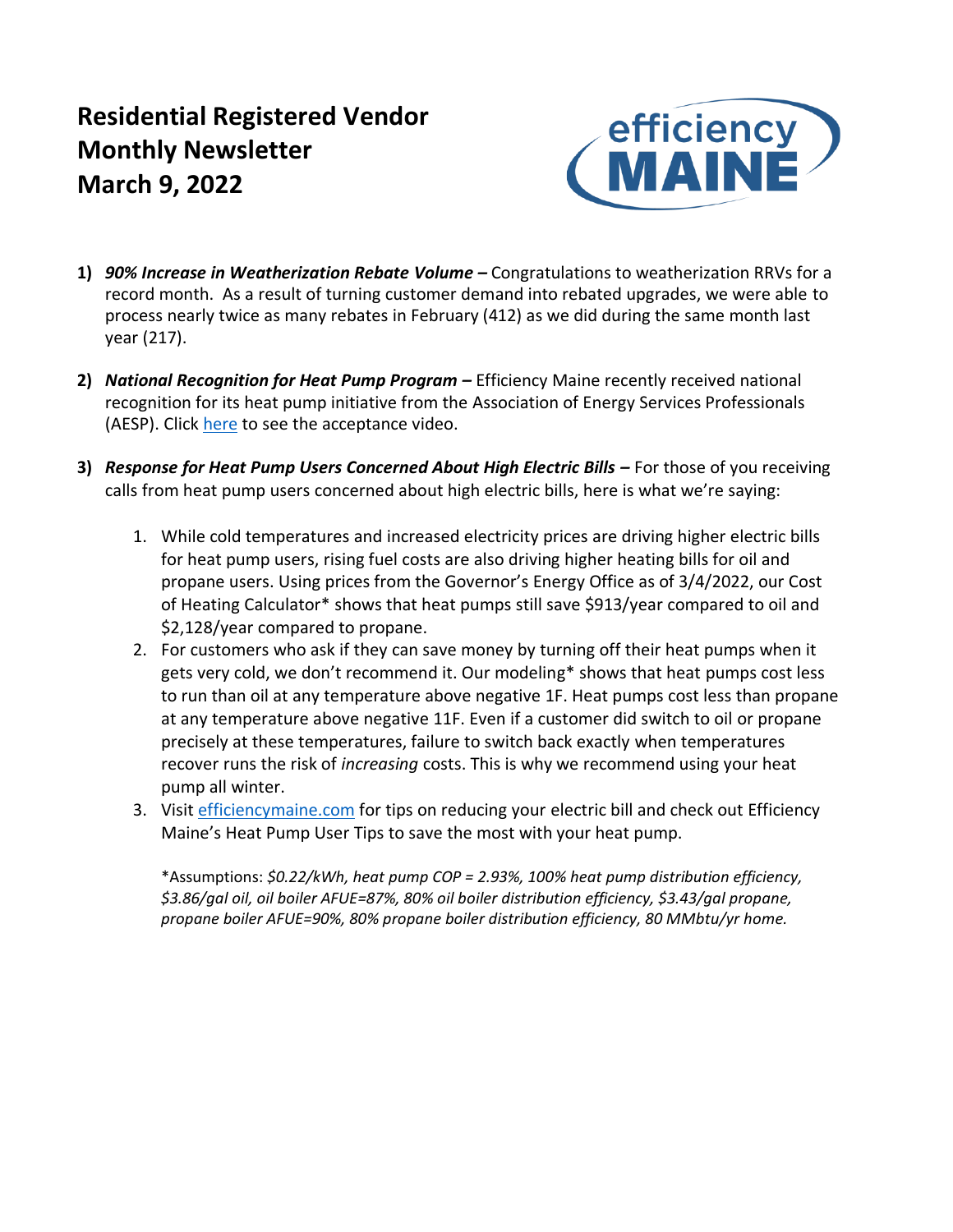# Residential Registered Vendor Monthly Newsletter
# March 9, 2022

1) ***90% Increase in Weatherization Rebate Volume –*** Congratulations to weatherization RRVs for a record month. As a result of turning customer demand into rebated upgrades, we were able to process nearly twice as many rebates in February (412) as we did during the same month last year (217).

2) ***National Recognition for Heat Pump Program –*** Efficiency Maine recently received national recognition for its heat pump initiative from the Association of Energy Services Professionals (AESP). Click here to see the acceptance video.

3) ***Response for Heat Pump Users Concerned About High Electric Bills –*** For those of you receiving calls from heat pump users concerned about high electric bills, here is what we're saying:

   1. While cold temperatures and increased electricity prices are driving higher electric bills for heat pump users, rising fuel costs are also driving higher heating bills for oil and propane users. Using prices from the Governor's Energy Office as of 3/4/2022, our Cost of Heating Calculator* shows that heat pumps still save $913/year compared to oil and $2,128/year compared to propane.
   2. For customers who ask if they can save money by turning off their heat pumps when it gets very cold, we don't recommend it. Our modeling* shows that heat pumps cost less to run than oil at any temperature above negative 1F. Heat pumps cost less than propane at any temperature above negative 11F. Even if a customer did switch to oil or propane precisely at these temperatures, failure to switch back exactly when temperatures recover runs the risk of *increasing* costs. This is why we recommend using your heat pump all winter.
   3. Visit efficiencymaine.com for tips on reducing your electric bill and check out Efficiency Maine's Heat Pump User Tips to save the most with your heat pump.

   *Assumptions: *$0.22/kWh, heat pump COP = 2.93%, 100% heat pump distribution efficiency, $3.86/gal oil, oil boiler AFUE=87%, 80% oil boiler distribution efficiency, $3.43/gal propane, propane boiler AFUE=90%, 80% propane boiler distribution efficiency, 80 MMbtu/yr home.*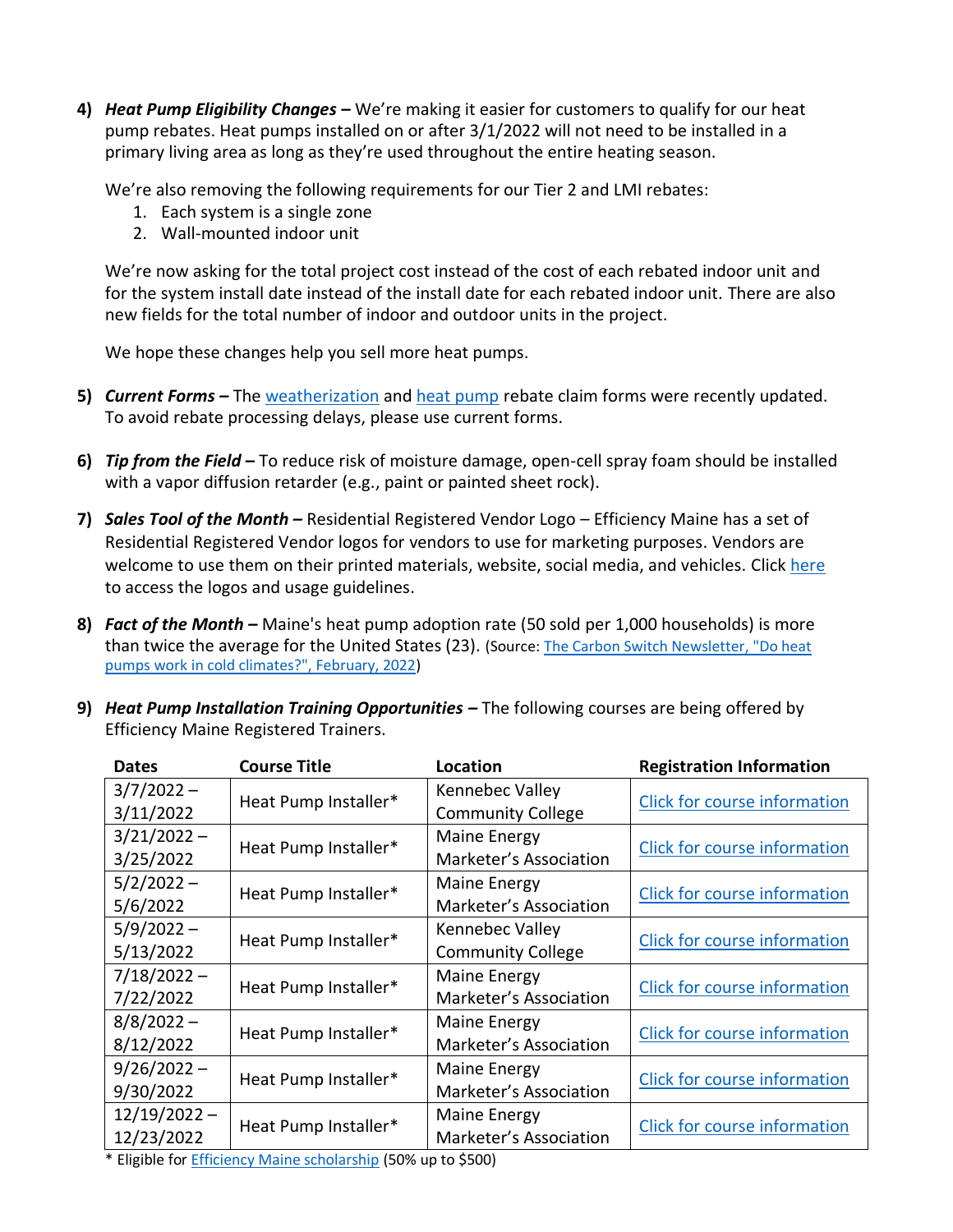4) ***Heat Pump Eligibility Changes –*** We're making it easier for customers to qualify for our heat pump rebates. Heat pumps installed on or after 3/1/2022 will not need to be installed in a primary living area as long as they're used throughout the entire heating season.

   We're also removing the following requirements for our Tier 2 and LMI rebates:
   1. Each system is a single zone
   2. Wall-mounted indoor unit

   We're now asking for the total project cost instead of the cost of each rebated indoor unit and for the system install date instead of the install date for each rebated indoor unit. There are also new fields for the total number of indoor and outdoor units in the project.

   We hope these changes help you sell more heat pumps.

5) ***Current Forms –*** The weatherization and heat pump rebate claim forms were recently updated. To avoid rebate processing delays, please use current forms.

6) ***Tip from the Field –*** To reduce risk of moisture damage, open-cell spray foam should be installed with a vapor diffusion retarder (e.g., paint or painted sheet rock).

7) ***Sales Tool of the Month –*** Residential Registered Vendor Logo – Efficiency Maine has a set of Residential Registered Vendor logos for vendors to use for marketing purposes. Vendors are welcome to use them on their printed materials, website, social media, and vehicles. Click here to access the logos and usage guidelines.

8) ***Fact of the Month –*** Maine's heat pump adoption rate (50 sold per 1,000 households) is more than twice the average for the United States (23). (Source: The Carbon Switch Newsletter, "Do heat pumps work in cold climates?", February, 2022)

9) ***Heat Pump Installation Training Opportunities –*** The following courses are being offered by Efficiency Maine Registered Trainers.

| Dates | Course Title | Location | Registration Information |
|---|---|---|---|
| 3/7/2022 – 3/11/2022 | Heat Pump Installer* | Kennebec Valley Community College | Click for course information |
| 3/21/2022 – 3/25/2022 | Heat Pump Installer* | Maine Energy Marketer's Association | Click for course information |
| 5/2/2022 – 5/6/2022 | Heat Pump Installer* | Maine Energy Marketer's Association | Click for course information |
| 5/9/2022 – 5/13/2022 | Heat Pump Installer* | Kennebec Valley Community College | Click for course information |
| 7/18/2022 – 7/22/2022 | Heat Pump Installer* | Maine Energy Marketer's Association | Click for course information |
| 8/8/2022 – 8/12/2022 | Heat Pump Installer* | Maine Energy Marketer's Association | Click for course information |
| 9/26/2022 – 9/30/2022 | Heat Pump Installer* | Maine Energy Marketer's Association | Click for course information |
| 12/19/2022 – 12/23/2022 | Heat Pump Installer* | Maine Energy Marketer's Association | Click for course information |

\* Eligible for Efficiency Maine scholarship (50% up to $500)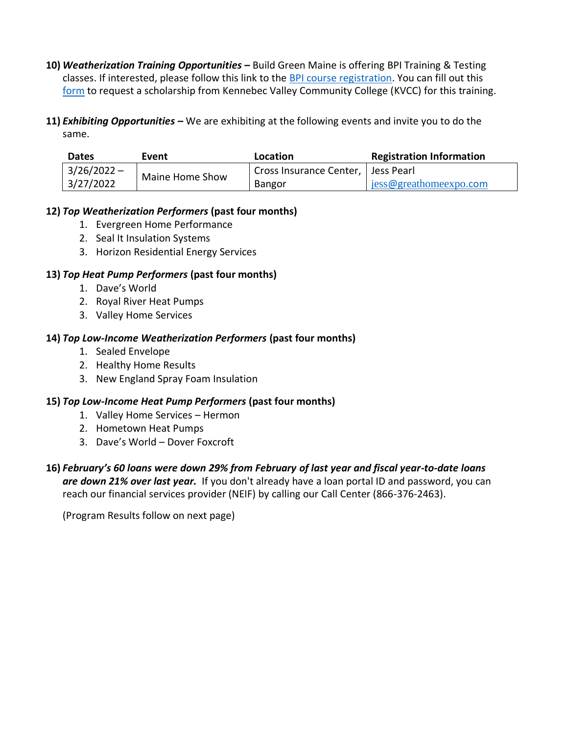10) ***Weatherization Training Opportunities –*** Build Green Maine is offering BPI Training & Testing classes. If interested, please follow this link to the BPI course registration. You can fill out this form to request a scholarship from Kennebec Valley Community College (KVCC) for this training.

11) ***Exhibiting Opportunities –*** We are exhibiting at the following events and invite you to do the same.

| Dates | Event | Location | Registration Information |
|---|---|---|---|
| 3/26/2022 – 3/27/2022 | Maine Home Show | Cross Insurance Center, Bangor | Jess Pearl jess@greathomeexpo.com |

12) ***Top Weatherization Performers* (past four months)**
   1. Evergreen Home Performance
   2. Seal It Insulation Systems
   3. Horizon Residential Energy Services

13) ***Top Heat Pump Performers* (past four months)**
   1. Dave's World
   2. Royal River Heat Pumps
   3. Valley Home Services

14) ***Top Low-Income Weatherization Performers* (past four months)**
   1. Sealed Envelope
   2. Healthy Home Results
   3. New England Spray Foam Insulation

15) ***Top Low-Income Heat Pump Performers* (past four months)**
   1. Valley Home Services – Hermon
   2. Hometown Heat Pumps
   3. Dave's World – Dover Foxcroft

16) ***February's 60 loans were down 29% from February of last year and fiscal year-to-date loans are down 21% over last year.*** If you don't already have a loan portal ID and password, you can reach our financial services provider (NEIF) by calling our Call Center (866-376-2463).

(Program Results follow on next page)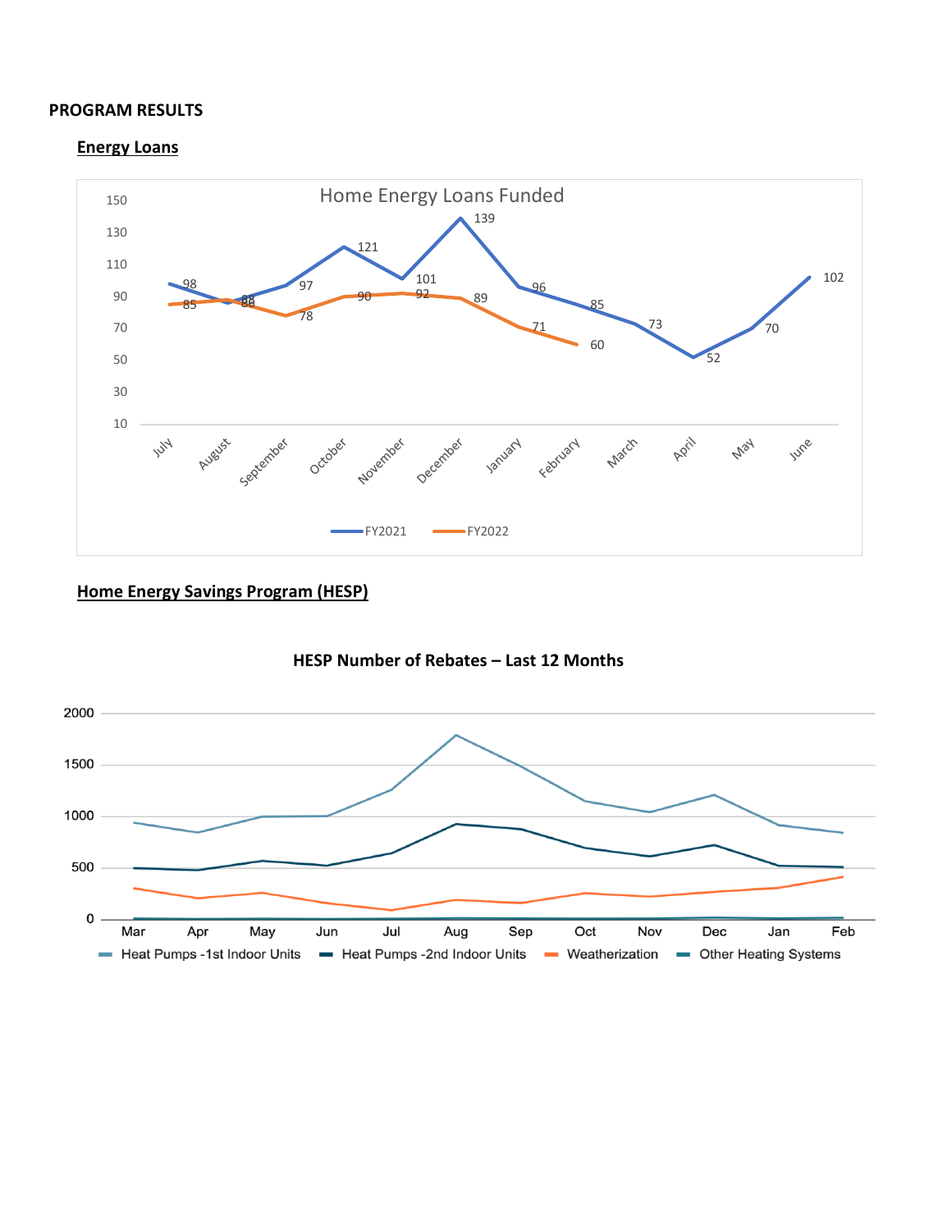**PROGRAM RESULTS**

**Energy Loans**

Home Energy Loans Funded

| Month | FY2021 | FY2022 |
|---|---|---|
| July | 98 | 85 |
| August | 86 | 88 |
| September | 97 | 78 |
| October | 121 | 90 |
| November | 101 | 92 |
| December | 139 | 89 |
| January | 96 | 71 |
| February | 85 | 60 |
| March | 73 | |
| April | 52 | |
| May | 70 | |
| June | 102 | |

**Home Energy Savings Program (HESP)**

**HESP Number of Rebates – Last 12 Months**

Series: Heat Pumps -1st Indoor Units; Heat Pumps -2nd Indoor Units; Weatherization; Other Heating Systems (Mar through Feb)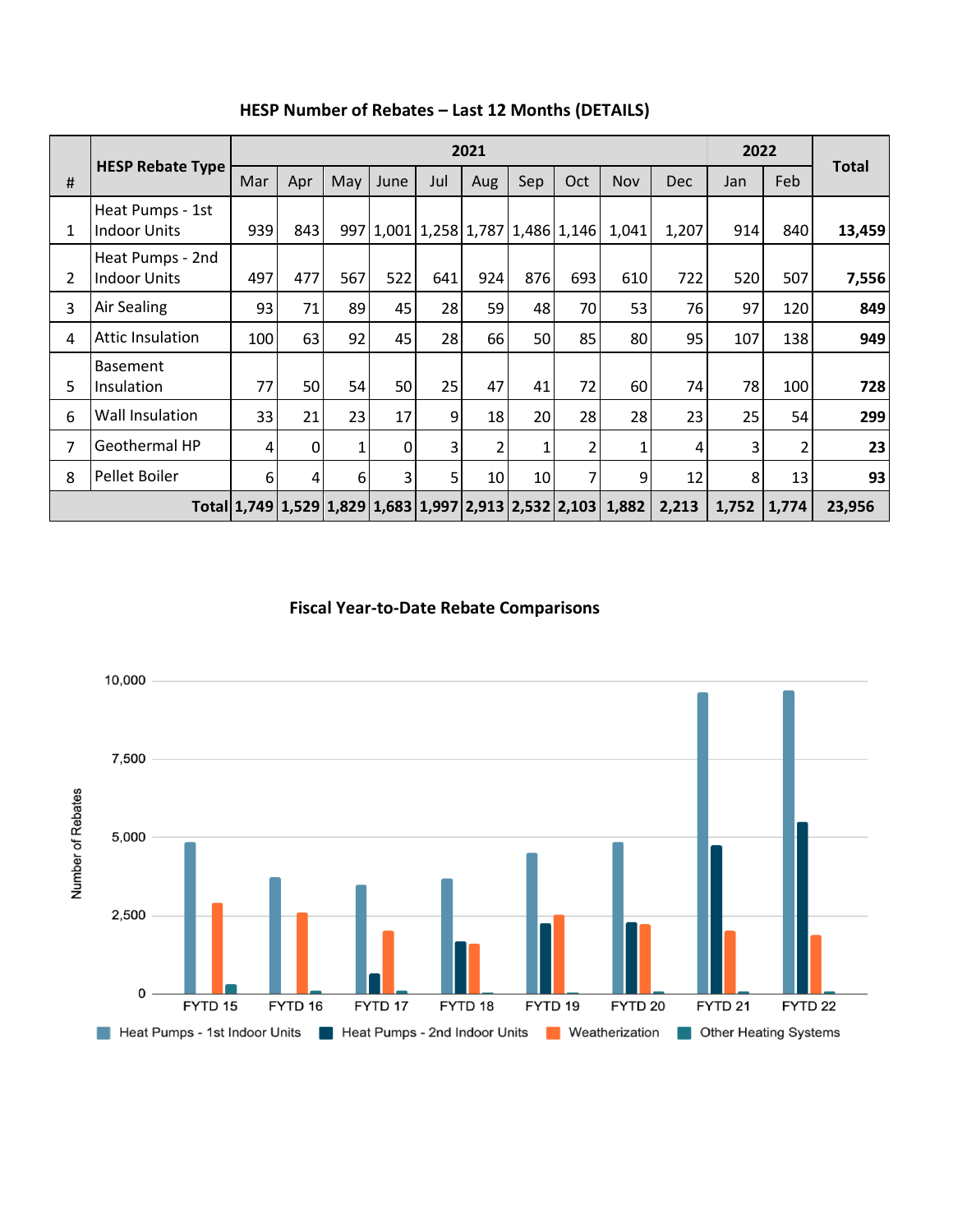## HESP Number of Rebates – Last 12 Months (DETAILS)

| # | HESP Rebate Type | 2021 | | | | | | | | | | 2022 | | Total |
|---|---|---|---|---|---|---|---|---|---|---|---|---|---|---|
| | | Mar | Apr | May | June | Jul | Aug | Sep | Oct | Nov | Dec | Jan | Feb | |
| 1 | Heat Pumps - 1st Indoor Units | 939 | 843 | 997 | 1,001 | 1,258 | 1,787 | 1,486 | 1,146 | 1,041 | 1,207 | 914 | 840 | **13,459** |
| 2 | Heat Pumps - 2nd Indoor Units | 497 | 477 | 567 | 522 | 641 | 924 | 876 | 693 | 610 | 722 | 520 | 507 | **7,556** |
| 3 | Air Sealing | 93 | 71 | 89 | 45 | 28 | 59 | 48 | 70 | 53 | 76 | 97 | 120 | **849** |
| 4 | Attic Insulation | 100 | 63 | 92 | 45 | 28 | 66 | 50 | 85 | 80 | 95 | 107 | 138 | **949** |
| 5 | Basement Insulation | 77 | 50 | 54 | 50 | 25 | 47 | 41 | 72 | 60 | 74 | 78 | 100 | **728** |
| 6 | Wall Insulation | 33 | 21 | 23 | 17 | 9 | 18 | 20 | 28 | 28 | 23 | 25 | 54 | **299** |
| 7 | Geothermal HP | 4 | 0 | 1 | 0 | 3 | 2 | 1 | 2 | 1 | 4 | 3 | 2 | **23** |
| 8 | Pellet Boiler | 6 | 4 | 6 | 3 | 5 | 10 | 10 | 7 | 9 | 12 | 8 | 13 | **93** |
| | **Total** | **1,749** | **1,529** | **1,829** | **1,683** | **1,997** | **2,913** | **2,532** | **2,103** | **1,882** | **2,213** | **1,752** | **1,774** | **23,956** |

## Fiscal Year-to-Date Rebate Comparisons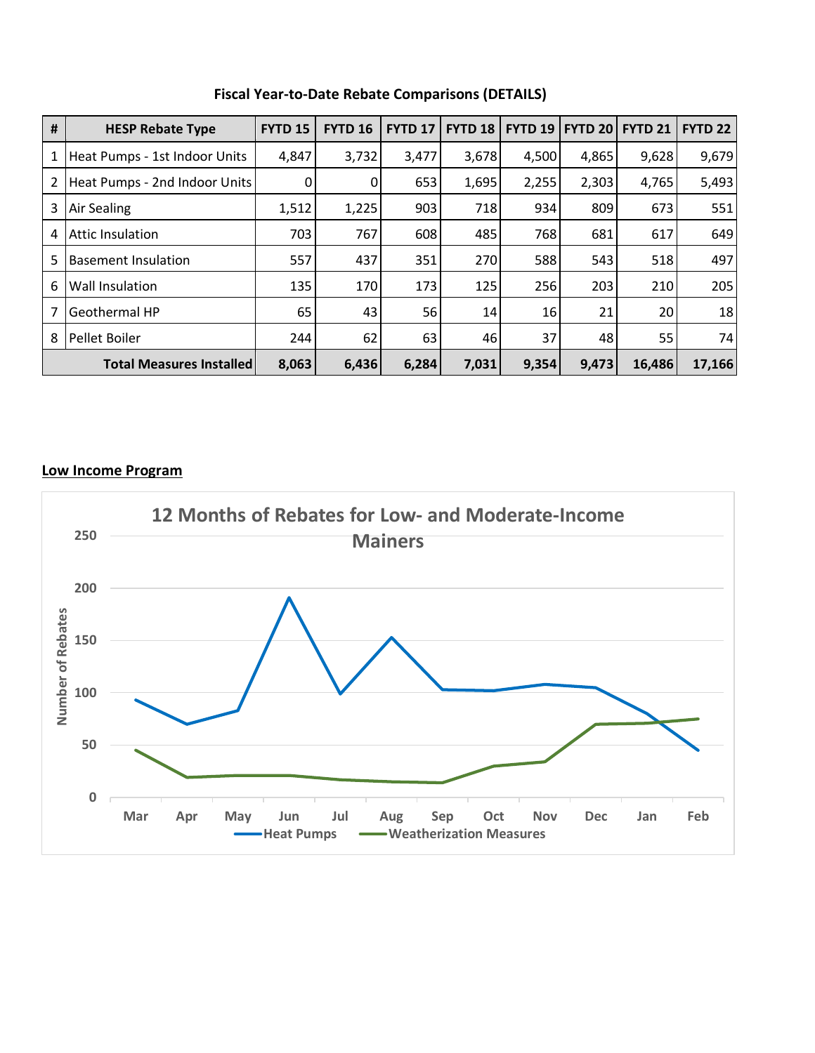**Fiscal Year-to-Date Rebate Comparisons (DETAILS)**

| # | HESP Rebate Type | FYTD 15 | FYTD 16 | FYTD 17 | FYTD 18 | FYTD 19 | FYTD 20 | FYTD 21 | FYTD 22 |
|---|---|---|---|---|---|---|---|---|---|
| 1 | Heat Pumps - 1st Indoor Units | 4,847 | 3,732 | 3,477 | 3,678 | 4,500 | 4,865 | 9,628 | 9,679 |
| 2 | Heat Pumps - 2nd Indoor Units | 0 | 0 | 653 | 1,695 | 2,255 | 2,303 | 4,765 | 5,493 |
| 3 | Air Sealing | 1,512 | 1,225 | 903 | 718 | 934 | 809 | 673 | 551 |
| 4 | Attic Insulation | 703 | 767 | 608 | 485 | 768 | 681 | 617 | 649 |
| 5 | Basement Insulation | 557 | 437 | 351 | 270 | 588 | 543 | 518 | 497 |
| 6 | Wall Insulation | 135 | 170 | 173 | 125 | 256 | 203 | 210 | 205 |
| 7 | Geothermal HP | 65 | 43 | 56 | 14 | 16 | 21 | 20 | 18 |
| 8 | Pellet Boiler | 244 | 62 | 63 | 46 | 37 | 48 | 55 | 74 |
| | **Total Measures Installed** | **8,063** | **6,436** | **6,284** | **7,031** | **9,354** | **9,473** | **16,486** | **17,166** |

## Low Income Program

**12 Months of Rebates for Low- and Moderate-Income Mainers**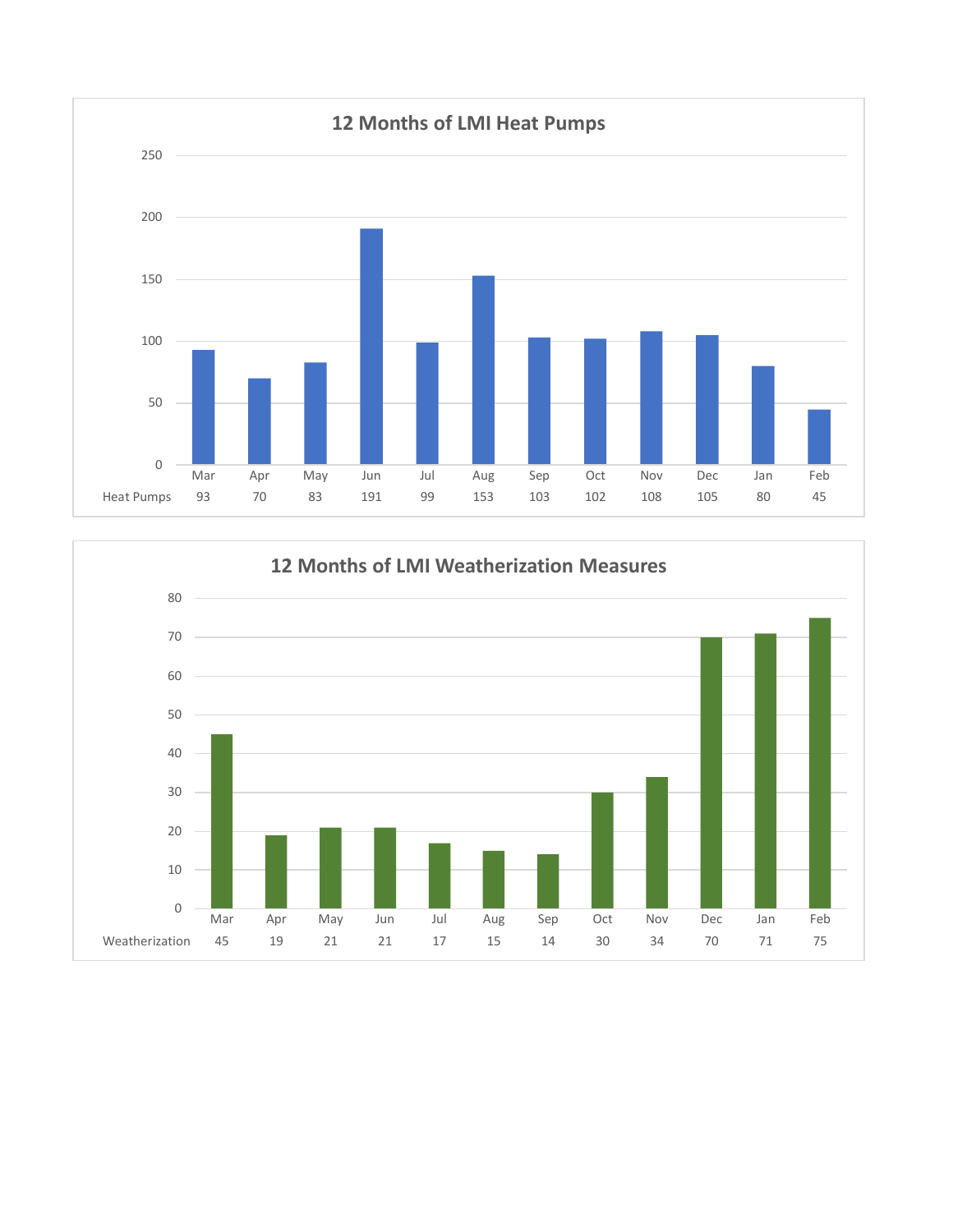## 12 Months of LMI Heat Pumps

| | Mar | Apr | May | Jun | Jul | Aug | Sep | Oct | Nov | Dec | Jan | Feb |
|---|---|---|---|---|---|---|---|---|---|---|---|---|
| Heat Pumps | 93 | 70 | 83 | 191 | 99 | 153 | 103 | 102 | 108 | 105 | 80 | 45 |

## 12 Months of LMI Weatherization Measures

| | Mar | Apr | May | Jun | Jul | Aug | Sep | Oct | Nov | Dec | Jan | Feb |
|---|---|---|---|---|---|---|---|---|---|---|---|---|
| Weatherization | 45 | 19 | 21 | 21 | 17 | 15 | 14 | 30 | 34 | 70 | 71 | 75 |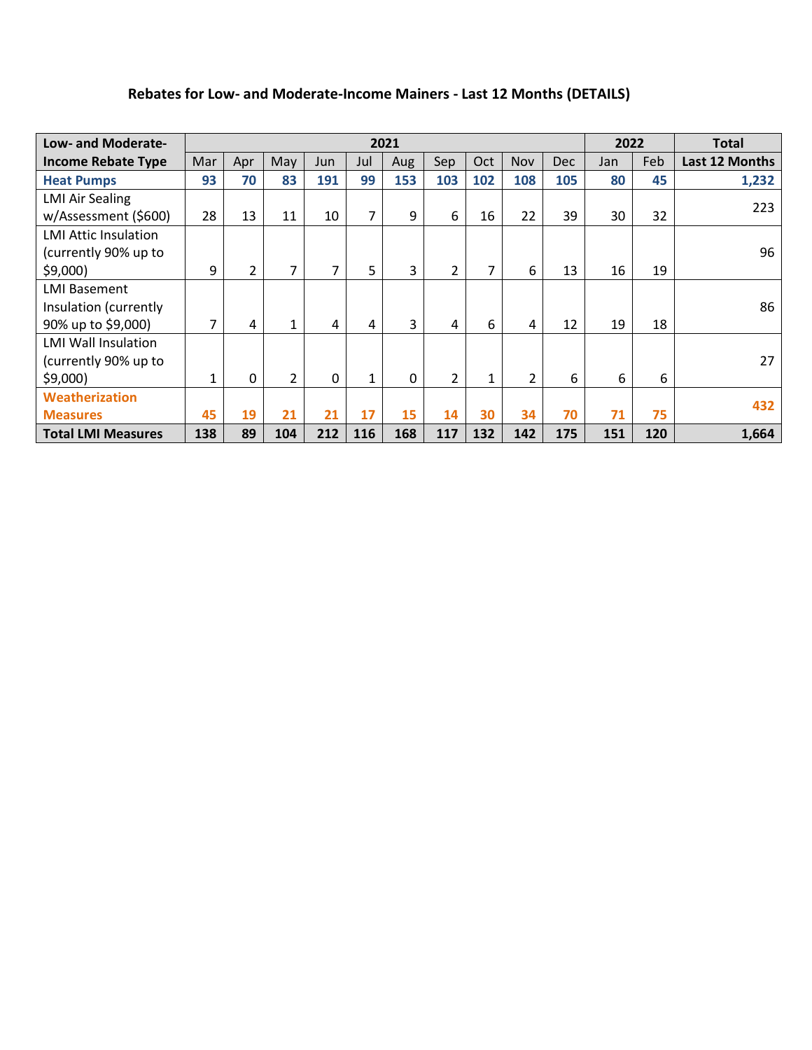**Rebates for Low- and Moderate-Income Mainers - Last 12 Months (DETAILS)**

| Low- and Moderate- | 2021 | | | | | | | | | | 2022 | | Total |
|---|---|---|---|---|---|---|---|---|---|---|---|---|---|
| **Income Rebate Type** | Mar | Apr | May | Jun | Jul | Aug | Sep | Oct | Nov | Dec | Jan | Feb | **Last 12 Months** |
| **Heat Pumps** | **93** | **70** | **83** | **191** | **99** | **153** | **103** | **102** | **108** | **105** | **80** | **45** | **1,232** |
| LMI Air Sealing w/Assessment ($600) | 28 | 13 | 11 | 10 | 7 | 9 | 6 | 16 | 22 | 39 | 30 | 32 | 223 |
| LMI Attic Insulation (currently 90% up to $9,000) | 9 | 2 | 7 | 7 | 5 | 3 | 2 | 7 | 6 | 13 | 16 | 19 | 96 |
| LMI Basement Insulation (currently 90% up to $9,000) | 7 | 4 | 1 | 4 | 4 | 3 | 4 | 6 | 4 | 12 | 19 | 18 | 86 |
| LMI Wall Insulation (currently 90% up to $9,000) | 1 | 0 | 2 | 0 | 1 | 0 | 2 | 1 | 2 | 6 | 6 | 6 | 27 |
| **Weatherization Measures** | **45** | **19** | **21** | **21** | **17** | **15** | **14** | **30** | **34** | **70** | **71** | **75** | **432** |
| **Total LMI Measures** | **138** | **89** | **104** | **212** | **116** | **168** | **117** | **132** | **142** | **175** | **151** | **120** | **1,664** |